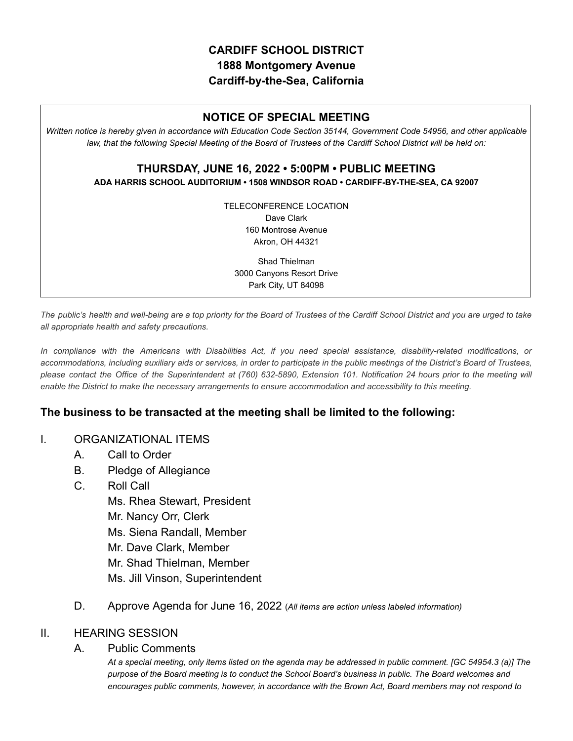# CARDIFF SCHOOL DISTRICT

**1888 Montgomery Avenue**
**Cardiff-by-the-Sea, California**

## NOTICE OF SPECIAL MEETING

*Written notice is hereby given in accordance with Education Code Section 35144, Government Code 54956, and other applicable law, that the following Special Meeting of the Board of Trustees of the Cardiff School District will be held on:*

### THURSDAY, JUNE 16, 2022 • 5:00PM • PUBLIC MEETING

**ADA HARRIS SCHOOL AUDITORIUM • 1508 WINDSOR ROAD • CARDIFF-BY-THE-SEA, CA 92007**

TELECONFERENCE LOCATION
Dave Clark
160 Montrose Avenue
Akron, OH 44321

Shad Thielman
3000 Canyons Resort Drive
Park City, UT 84098

*The public's health and well-being are a top priority for the Board of Trustees of the Cardiff School District and you are urged to take all appropriate health and safety precautions.*

*In compliance with the Americans with Disabilities Act, if you need special assistance, disability-related modifications, or accommodations, including auxiliary aids or services, in order to participate in the public meetings of the District's Board of Trustees, please contact the Office of the Superintendent at (760) 632-5890, Extension 101. Notification 24 hours prior to the meeting will enable the District to make the necessary arrangements to ensure accommodation and accessibility to this meeting.*

### The business to be transacted at the meeting shall be limited to the following:

I. ORGANIZATIONAL ITEMS
   A. Call to Order
   B. Pledge of Allegiance
   C. Roll Call
      Ms. Rhea Stewart, President
      Mr. Nancy Orr, Clerk
      Ms. Siena Randall, Member
      Mr. Dave Clark, Member
      Mr. Shad Thielman, Member
      Ms. Jill Vinson, Superintendent
   D. Approve Agenda for June 16, 2022 (*All items are action unless labeled information)*

II. HEARING SESSION
   A. Public Comments
      *At a special meeting, only items listed on the agenda may be addressed in public comment. [GC 54954.3 (a)] The purpose of the Board meeting is to conduct the School Board's business in public. The Board welcomes and encourages public comments, however, in accordance with the Brown Act, Board members may not respond to*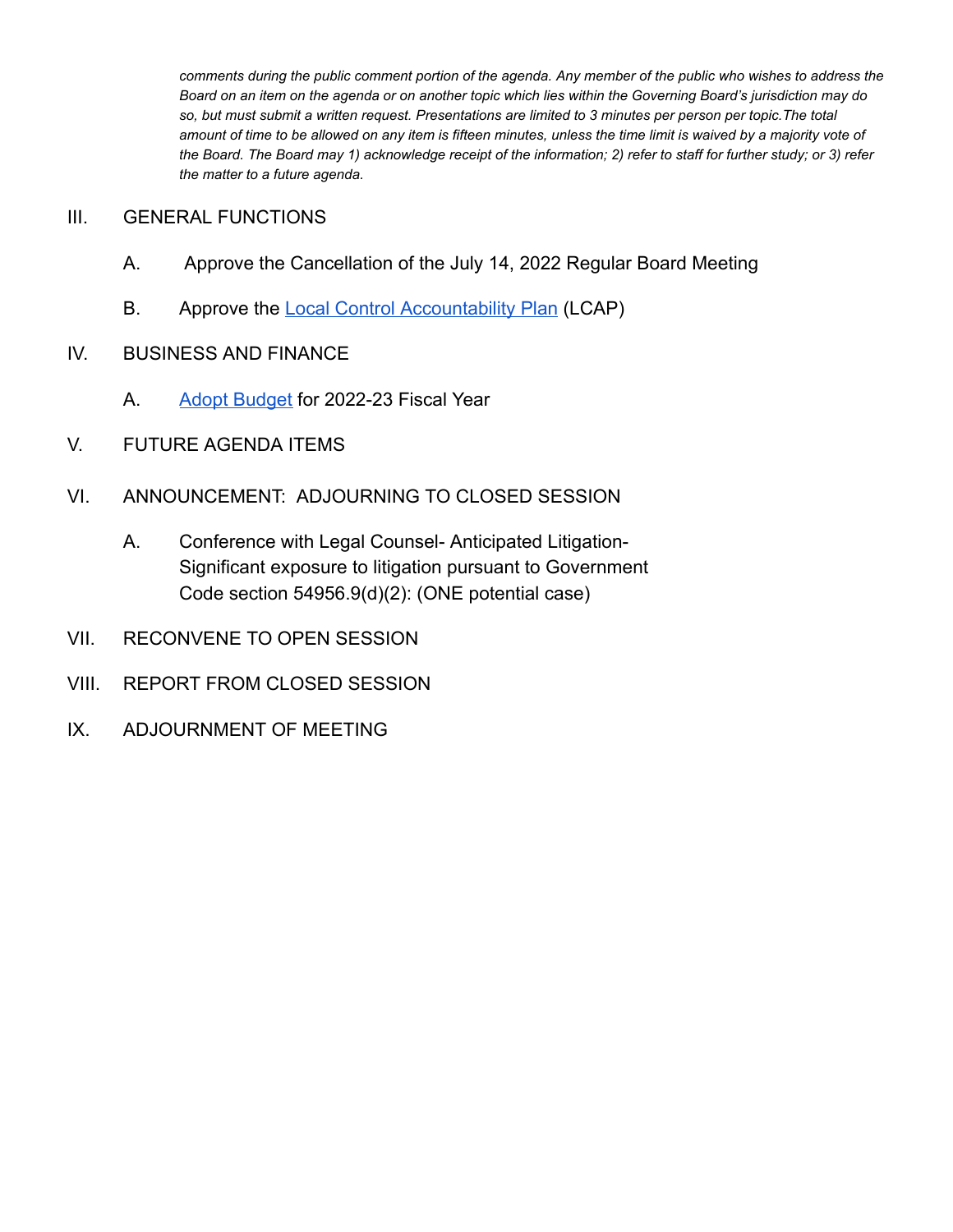*comments during the public comment portion of the agenda. Any member of the public who wishes to address the Board on an item on the agenda or on another topic which lies within the Governing Board's jurisdiction may do so, but must submit a written request. Presentations are limited to 3 minutes per person per topic.The total amount of time to be allowed on any item is fifteen minutes, unless the time limit is waived by a majority vote of the Board. The Board may 1) acknowledge receipt of the information; 2) refer to staff for further study; or 3) refer the matter to a future agenda.*

III. GENERAL FUNCTIONS

A. Approve the Cancellation of the July 14, 2022 Regular Board Meeting

B. Approve the Local Control Accountability Plan (LCAP)

IV. BUSINESS AND FINANCE

A. Adopt Budget for 2022-23 Fiscal Year

V. FUTURE AGENDA ITEMS

VI. ANNOUNCEMENT: ADJOURNING TO CLOSED SESSION

A. Conference with Legal Counsel- Anticipated Litigation- Significant exposure to litigation pursuant to Government Code section 54956.9(d)(2): (ONE potential case)

VII. RECONVENE TO OPEN SESSION

VIII. REPORT FROM CLOSED SESSION

IX. ADJOURNMENT OF MEETING